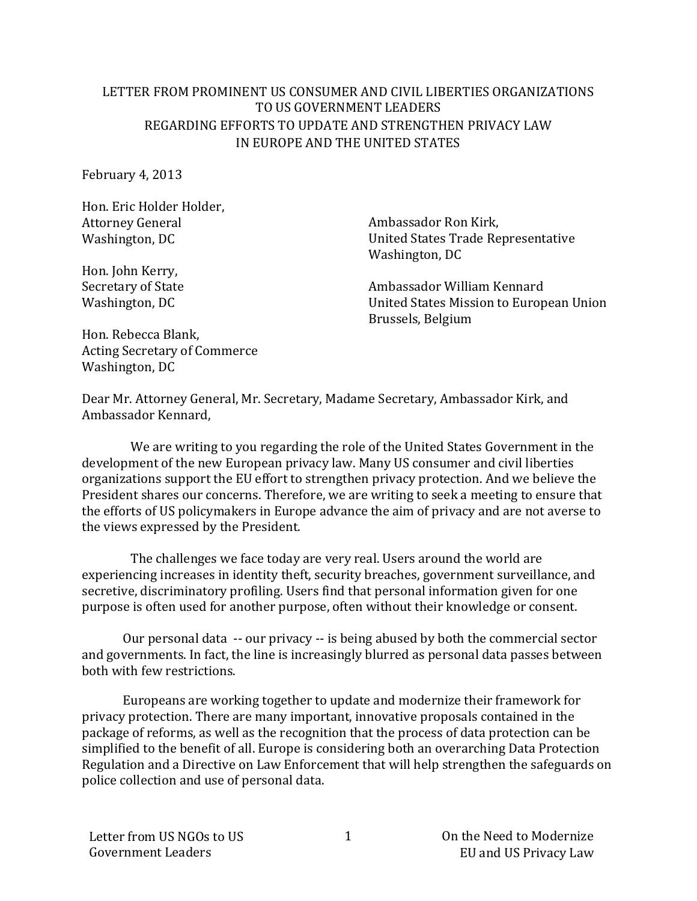# LETTER FROM PROMINENT US CONSUMER AND CIVIL LIBERTIES ORGANIZATIONS TO US GOVERNMENT LEADERS REGARDING EFFORTS TO UPDATE AND STRENGTHEN PRIVACY LAW IN EUROPE AND THE UNITED STATES

February 4, 2013

Hon. Eric Holder Holder,
Attorney General
Washington, DC

Hon. John Kerry,
Secretary of State
Washington, DC

Hon. Rebecca Blank,
Acting Secretary of Commerce
Washington, DC

Ambassador Ron Kirk,
United States Trade Representative
Washington, DC

Ambassador William Kennard
United States Mission to European Union
Brussels, Belgium

Dear Mr. Attorney General, Mr. Secretary, Madame Secretary, Ambassador Kirk, and Ambassador Kennard,

We are writing to you regarding the role of the United States Government in the development of the new European privacy law. Many US consumer and civil liberties organizations support the EU effort to strengthen privacy protection. And we believe the President shares our concerns. Therefore, we are writing to seek a meeting to ensure that the efforts of US policymakers in Europe advance the aim of privacy and are not averse to the views expressed by the President.

The challenges we face today are very real. Users around the world are experiencing increases in identity theft, security breaches, government surveillance, and secretive, discriminatory profiling. Users find that personal information given for one purpose is often used for another purpose, often without their knowledge or consent.

Our personal data -- our privacy -- is being abused by both the commercial sector and governments. In fact, the line is increasingly blurred as personal data passes between both with few restrictions.

Europeans are working together to update and modernize their framework for privacy protection. There are many important, innovative proposals contained in the package of reforms, as well as the recognition that the process of data protection can be simplified to the benefit of all. Europe is considering both an overarching Data Protection Regulation and a Directive on Law Enforcement that will help strengthen the safeguards on police collection and use of personal data.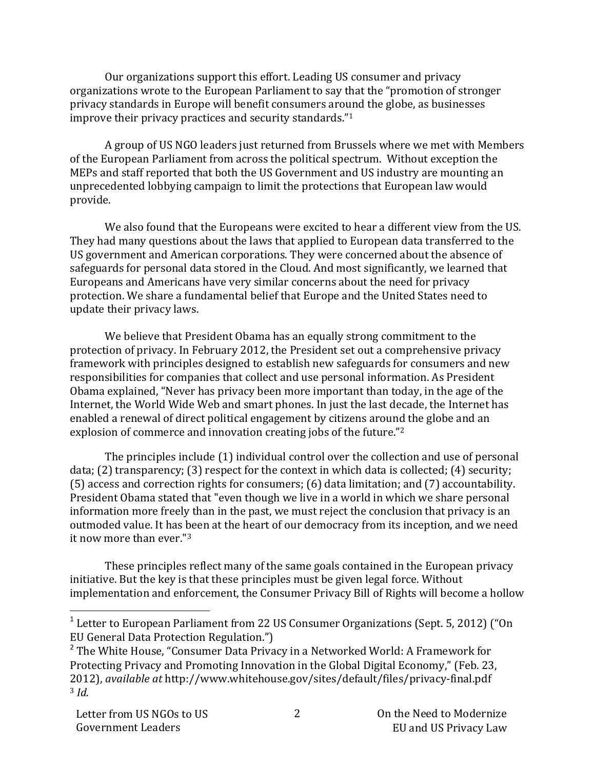Our organizations support this effort. Leading US consumer and privacy organizations wrote to the European Parliament to say that the "promotion of stronger privacy standards in Europe will benefit consumers around the globe, as businesses improve their privacy practices and security standards."[1]

A group of US NGO leaders just returned from Brussels where we met with Members of the European Parliament from across the political spectrum. Without exception the MEPs and staff reported that both the US Government and US industry are mounting an unprecedented lobbying campaign to limit the protections that European law would provide.

We also found that the Europeans were excited to hear a different view from the US. They had many questions about the laws that applied to European data transferred to the US government and American corporations. They were concerned about the absence of safeguards for personal data stored in the Cloud. And most significantly, we learned that Europeans and Americans have very similar concerns about the need for privacy protection. We share a fundamental belief that Europe and the United States need to update their privacy laws.

We believe that President Obama has an equally strong commitment to the protection of privacy. In February 2012, the President set out a comprehensive privacy framework with principles designed to establish new safeguards for consumers and new responsibilities for companies that collect and use personal information. As President Obama explained, "Never has privacy been more important than today, in the age of the Internet, the World Wide Web and smart phones. In just the last decade, the Internet has enabled a renewal of direct political engagement by citizens around the globe and an explosion of commerce and innovation creating jobs of the future."[2]

The principles include (1) individual control over the collection and use of personal data; (2) transparency; (3) respect for the context in which data is collected; (4) security; (5) access and correction rights for consumers; (6) data limitation; and (7) accountability. President Obama stated that "even though we live in a world in which we share personal information more freely than in the past, we must reject the conclusion that privacy is an outmoded value. It has been at the heart of our democracy from its inception, and we need it now more than ever."[3]

These principles reflect many of the same goals contained in the European privacy initiative. But the key is that these principles must be given legal force. Without implementation and enforcement, the Consumer Privacy Bill of Rights will become a hollow

---

[1] Letter to European Parliament from 22 US Consumer Organizations (Sept. 5, 2012) ("On EU General Data Protection Regulation.")

[2] The White House, "Consumer Data Privacy in a Networked World: A Framework for Protecting Privacy and Promoting Innovation in the Global Digital Economy," (Feb. 23, 2012), *available at* http://www.whitehouse.gov/sites/default/files/privacy-final.pdf

[3] *Id.*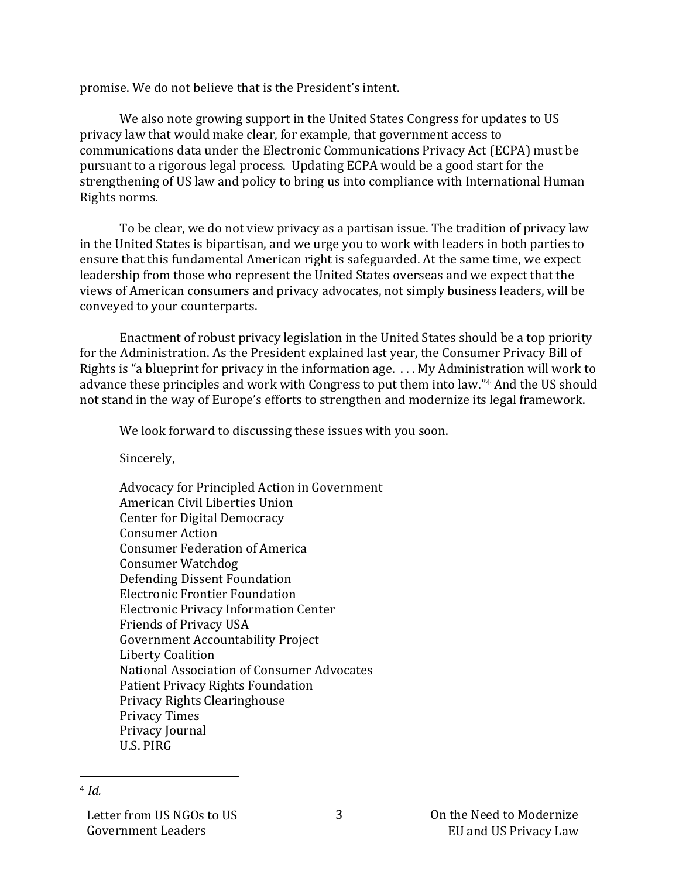promise. We do not believe that is the President's intent.

We also note growing support in the United States Congress for updates to US privacy law that would make clear, for example, that government access to communications data under the Electronic Communications Privacy Act (ECPA) must be pursuant to a rigorous legal process. Updating ECPA would be a good start for the strengthening of US law and policy to bring us into compliance with International Human Rights norms.

To be clear, we do not view privacy as a partisan issue. The tradition of privacy law in the United States is bipartisan, and we urge you to work with leaders in both parties to ensure that this fundamental American right is safeguarded. At the same time, we expect leadership from those who represent the United States overseas and we expect that the views of American consumers and privacy advocates, not simply business leaders, will be conveyed to your counterparts.

Enactment of robust privacy legislation in the United States should be a top priority for the Administration. As the President explained last year, the Consumer Privacy Bill of Rights is "a blueprint for privacy in the information age. . . . My Administration will work to advance these principles and work with Congress to put them into law."[4] And the US should not stand in the way of Europe's efforts to strengthen and modernize its legal framework.

We look forward to discussing these issues with you soon.

Sincerely,

Advocacy for Principled Action in Government
American Civil Liberties Union
Center for Digital Democracy
Consumer Action
Consumer Federation of America
Consumer Watchdog
Defending Dissent Foundation
Electronic Frontier Foundation
Electronic Privacy Information Center
Friends of Privacy USA
Government Accountability Project
Liberty Coalition
National Association of Consumer Advocates
Patient Privacy Rights Foundation
Privacy Rights Clearinghouse
Privacy Times
Privacy Journal
U.S. PIRG

[4] *Id.*